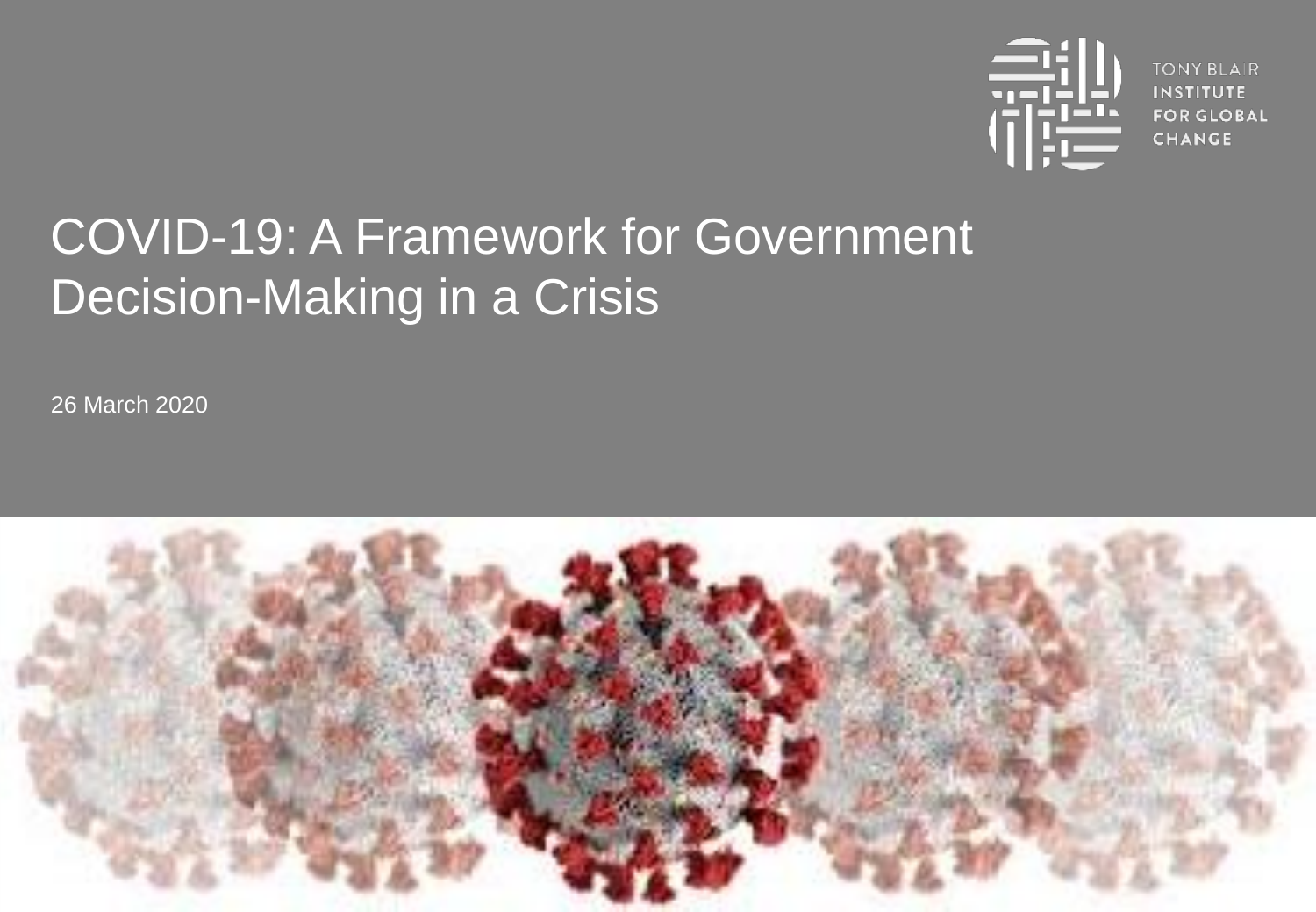TONY BLAIR INSTITUTE FOR GLOBAL CHANGE

# COVID-19: A Framework for Government Decision-Making in a Crisis

26 March 2020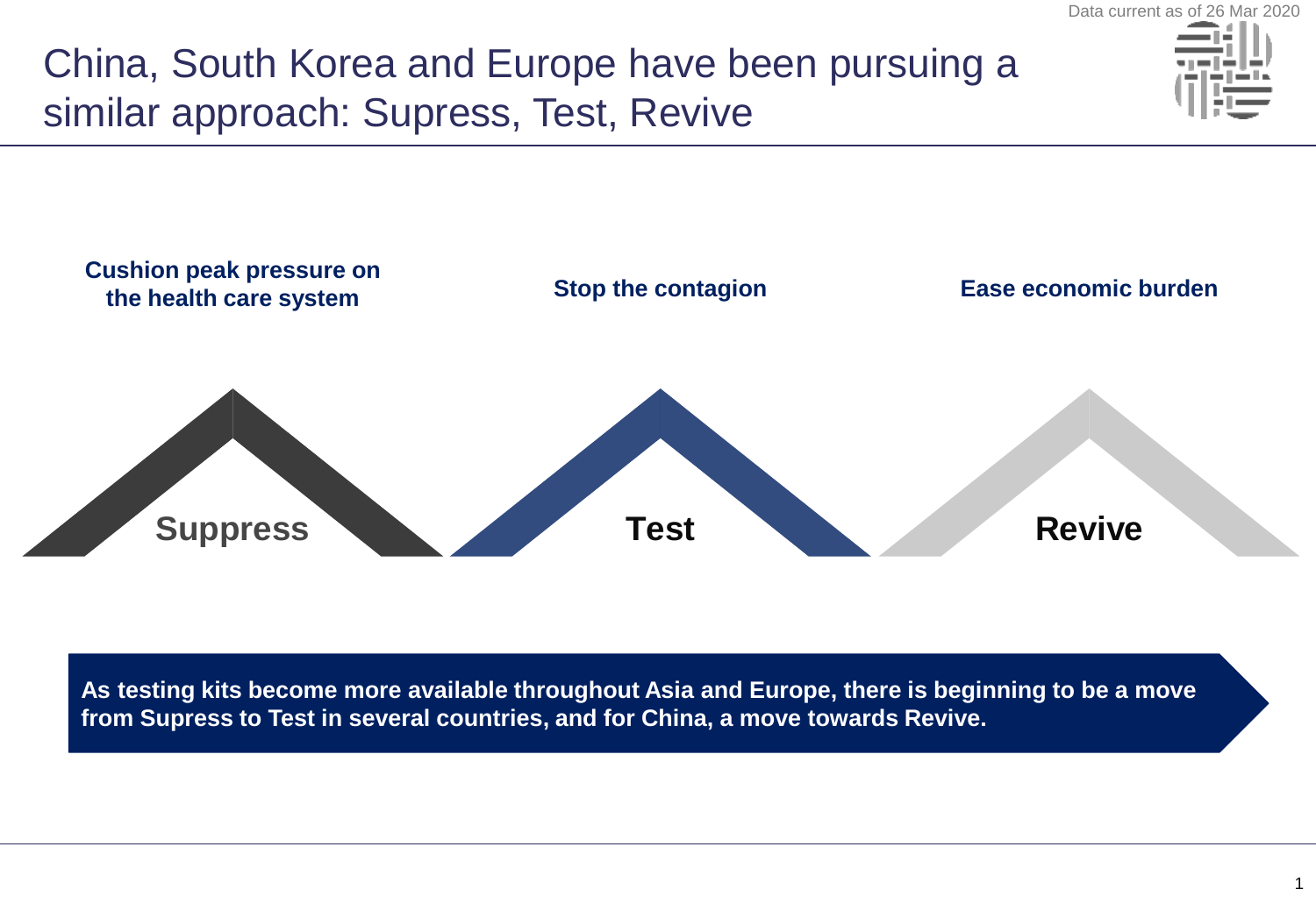Data current as of 26 Mar 2020

# China, South Korea and Europe have been pursuing a similar approach: Supress, Test, Revive

| Suppress | Test | Revive |
| --- | --- | --- |
| **Cushion peak pressure on the health care system** | **Stop the contagion** | **Ease economic burden** |

**As testing kits become more available throughout Asia and Europe, there is beginning to be a move from Supress to Test in several countries, and for China, a move towards Revive.**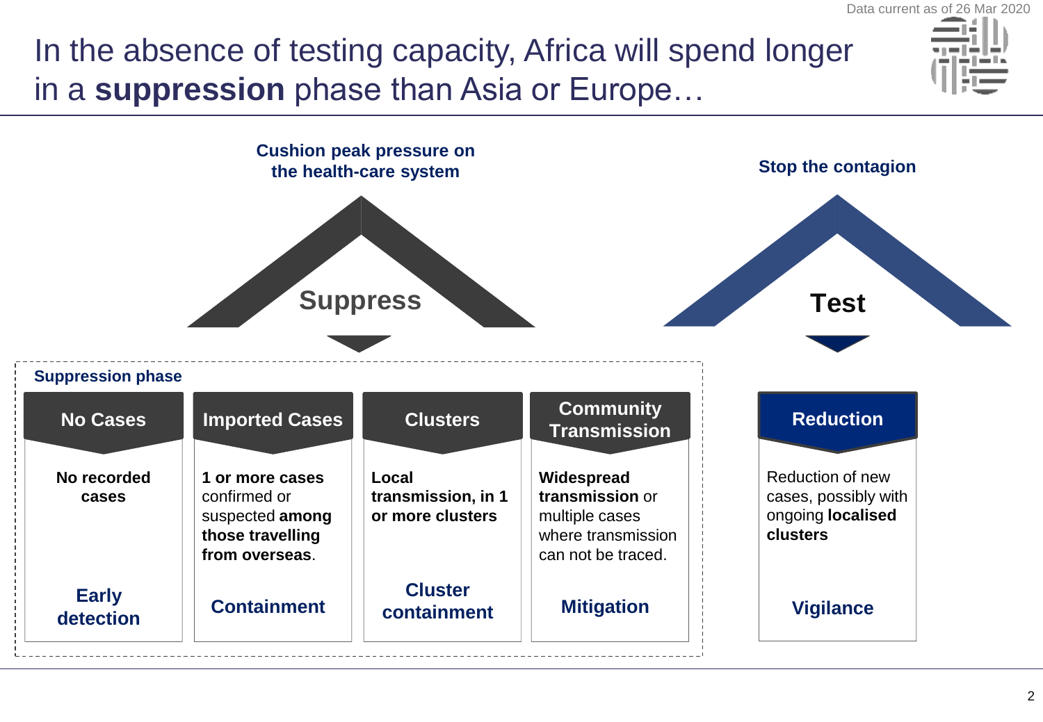Data current as of 26 Mar 2020

# In the absence of testing capacity, Africa will spend longer in a **suppression** phase than Asia or Europe…

**Cushion peak pressure on the health-care system**

**Suppress**

**Stop the contagion**

**Test**

**Suppression phase**

| No Cases | Imported Cases | Clusters | Community Transmission |
|---|---|---|---|
| **No recorded cases** | **1 or more cases** confirmed or suspected **among those travelling from overseas**. | **Local transmission, in 1 or more clusters** | **Widespread transmission** or multiple cases where transmission can not be traced. |
| **Early detection** | **Containment** | **Cluster containment** | **Mitigation** |

| Reduction |
|---|
| Reduction of new cases, possibly with ongoing **localised clusters** |
| **Vigilance** |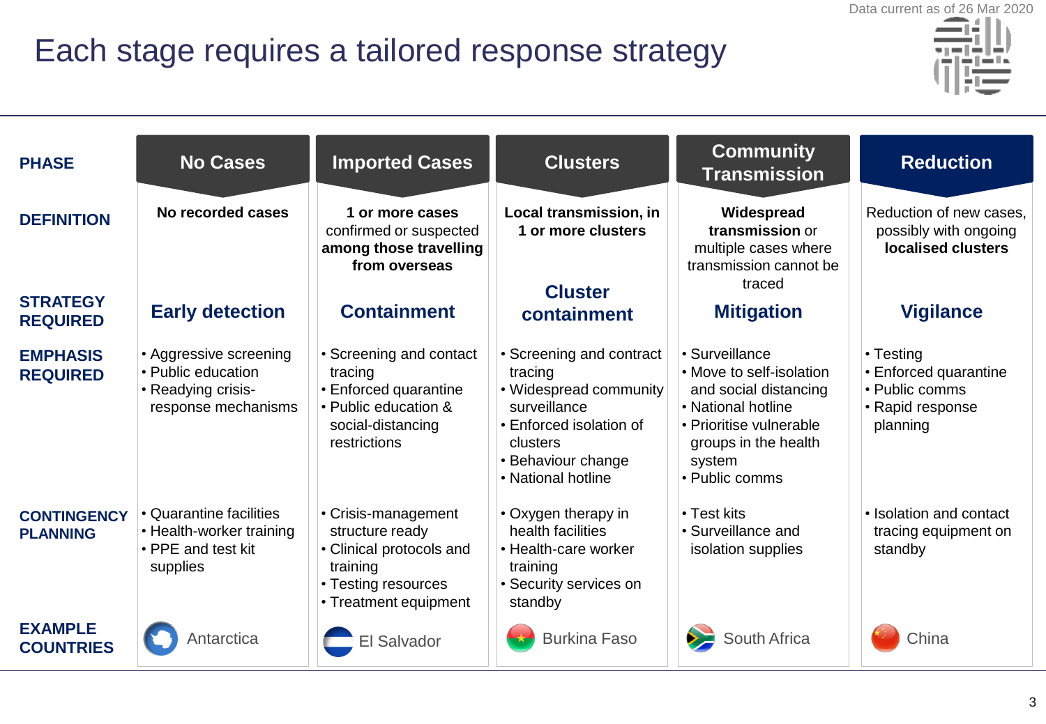Data current as of 26 Mar 2020

# Each stage requires a tailored response strategy

| PHASE | No Cases | Imported Cases | Clusters | Community Transmission | Reduction |
|---|---|---|---|---|---|
| **DEFINITION** | **No recorded cases** | **1 or more cases** confirmed or suspected **among those travelling from overseas** | **Local transmission, in 1 or more clusters** | **Widespread transmission** or multiple cases where transmission cannot be traced | Reduction of new cases, possibly with ongoing **localised clusters** |
| **STRATEGY REQUIRED** | **Early detection** | **Containment** | **Cluster containment** | **Mitigation** | **Vigilance** |
| **EMPHASIS REQUIRED** | • Aggressive screening<br>• Public education<br>• Readying crisis-response mechanisms | • Screening and contact tracing<br>• Enforced quarantine<br>• Public education & social-distancing restrictions | • Screening and contract tracing<br>• Widespread community surveillance<br>• Enforced isolation of clusters<br>• Behaviour change<br>• National hotline | • Surveillance<br>• Move to self-isolation and social distancing<br>• National hotline<br>• Prioritise vulnerable groups in the health system<br>• Public comms | • Testing<br>• Enforced quarantine<br>• Public comms<br>• Rapid response planning |
| **CONTINGENCY PLANNING** | • Quarantine facilities<br>• Health-worker training<br>• PPE and test kit supplies | • Crisis-management structure ready<br>• Clinical protocols and training<br>• Testing resources<br>• Treatment equipment | • Oxygen therapy in health facilities<br>• Health-care worker training<br>• Security services on standby | • Test kits<br>• Surveillance and isolation supplies | • Isolation and contact tracing equipment on standby |
| **EXAMPLE COUNTRIES** | Antarctica | El Salvador | Burkina Faso | South Africa | China |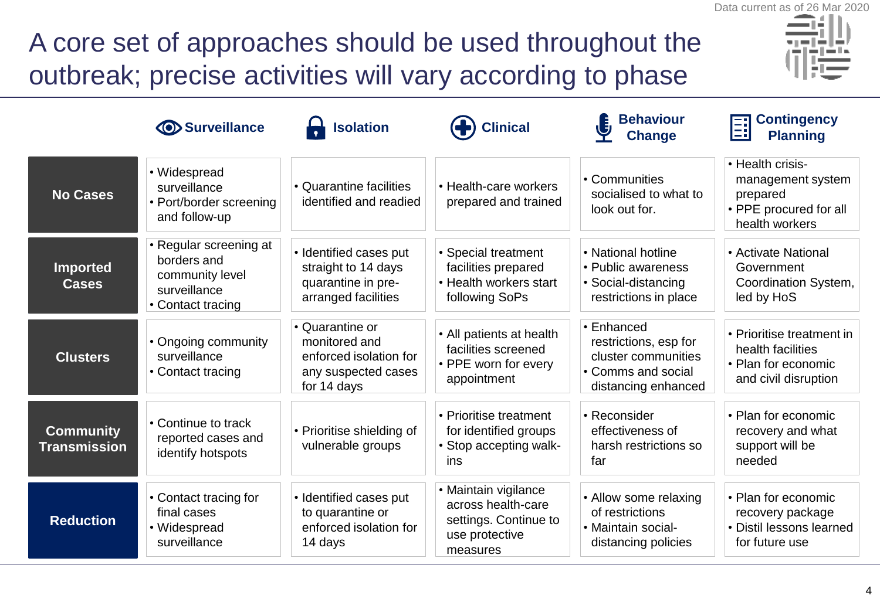Data current as of 26 Mar 2020

# A core set of approaches should be used throughout the outbreak; precise activities will vary according to phase

| | Surveillance | Isolation | Clinical | Behaviour Change | Contingency Planning |
|---|---|---|---|---|---|
| **No Cases** | • Widespread surveillance<br>• Port/border screening and follow-up | • Quarantine facilities identified and readied | • Health-care workers prepared and trained | • Communities socialised to what to look out for. | • Health crisis-management system prepared<br>• PPE procured for all health workers |
| **Imported Cases** | • Regular screening at borders and community level surveillance<br>• Contact tracing | • Identified cases put straight to 14 days quarantine in pre-arranged facilities | • Special treatment facilities prepared<br>• Health workers start following SoPs | • National hotline<br>• Public awareness<br>• Social-distancing restrictions in place | • Activate National Government Coordination System, led by HoS |
| **Clusters** | • Ongoing community surveillance<br>• Contact tracing | • Quarantine or monitored and enforced isolation for any suspected cases for 14 days | • All patients at health facilities screened<br>• PPE worn for every appointment | • Enhanced restrictions, esp for cluster communities<br>• Comms and social distancing enhanced | • Prioritise treatment in health facilities<br>• Plan for economic and civil disruption |
| **Community Transmission** | • Continue to track reported cases and identify hotspots | • Prioritise shielding of vulnerable groups | • Prioritise treatment for identified groups<br>• Stop accepting walk-ins | • Reconsider effectiveness of harsh restrictions so far | • Plan for economic recovery and what support will be needed |
| **Reduction** | • Contact tracing for final cases<br>• Widespread surveillance | • Identified cases put to quarantine or enforced isolation for 14 days | • Maintain vigilance across health-care settings. Continue to use protective measures | • Allow some relaxing of restrictions<br>• Maintain social-distancing policies | • Plan for economic recovery package<br>• Distil lessons learned for future use |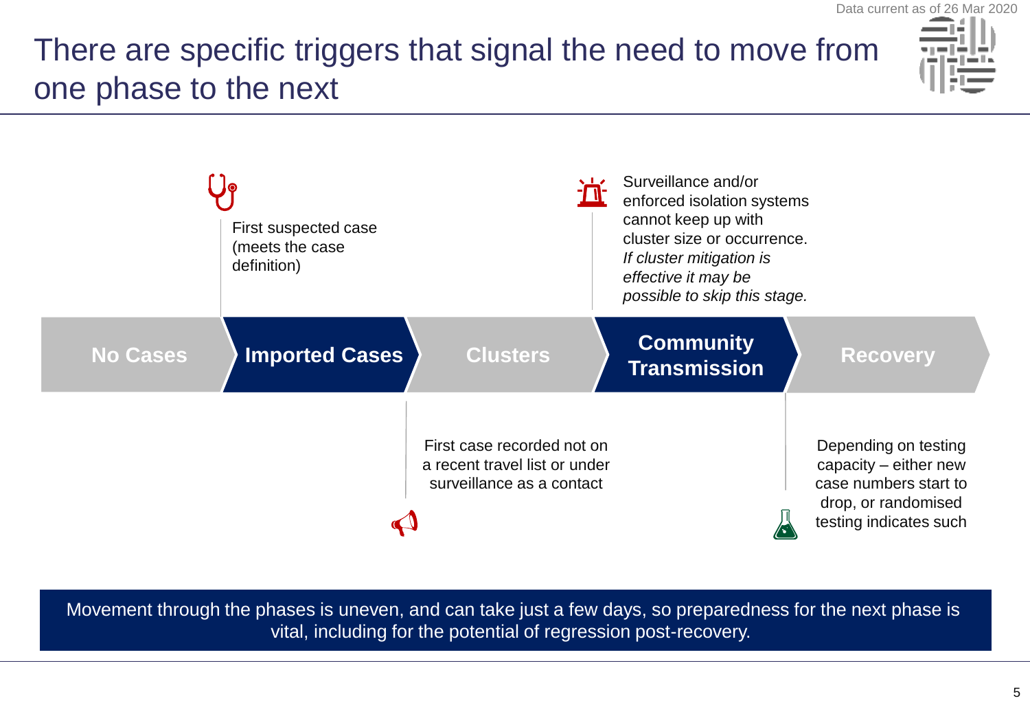Data current as of 26 Mar 2020

# There are specific triggers that signal the need to move from one phase to the next

**No Cases** → **Imported Cases** → **Clusters** → **Community Transmission** → **Recovery**

- **No Cases → Imported Cases:** First suspected case (meets the case definition)
- **Imported Cases → Clusters:** First case recorded not on a recent travel list or under surveillance as a contact
- **Clusters → Community Transmission:** Surveillance and/or enforced isolation systems cannot keep up with cluster size or occurrence. *If cluster mitigation is effective it may be possible to skip this stage.*
- **Community Transmission → Recovery:** Depending on testing capacity – either new case numbers start to drop, or randomised testing indicates such

Movement through the phases is uneven, and can take just a few days, so preparedness for the next phase is vital, including for the potential of regression post-recovery.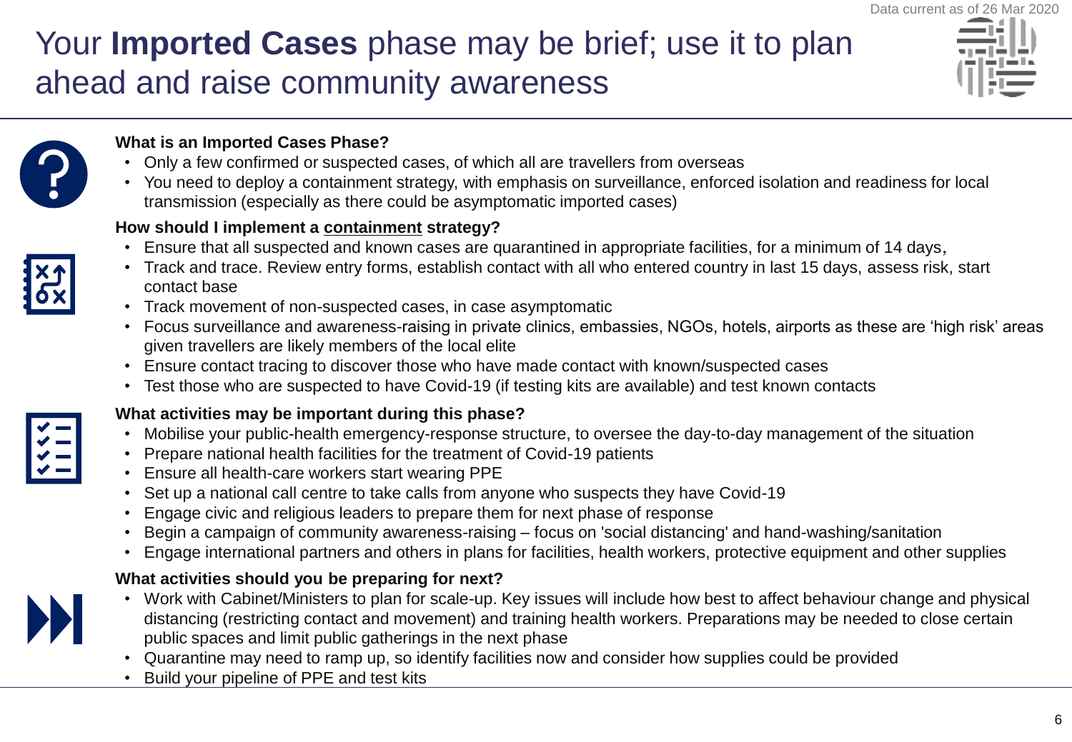Data current as of 26 Mar 2020

# Your **Imported Cases** phase may be brief; use it to plan ahead and raise community awareness

**What is an Imported Cases Phase?**

- Only a few confirmed or suspected cases, of which all are travellers from overseas
- You need to deploy a containment strategy, with emphasis on surveillance, enforced isolation and readiness for local transmission (especially as there could be asymptomatic imported cases)

**How should I implement a <u>containment</u> strategy?**

- Ensure that all suspected and known cases are quarantined in appropriate facilities, for a minimum of 14 days,
- Track and trace. Review entry forms, establish contact with all who entered country in last 15 days, assess risk, start contact base
- Track movement of non-suspected cases, in case asymptomatic
- Focus surveillance and awareness-raising in private clinics, embassies, NGOs, hotels, airports as these are 'high risk' areas given travellers are likely members of the local elite
- Ensure contact tracing to discover those who have made contact with known/suspected cases
- Test those who are suspected to have Covid-19 (if testing kits are available) and test known contacts

**What activities may be important during this phase?**

- Mobilise your public-health emergency-response structure, to oversee the day-to-day management of the situation
- Prepare national health facilities for the treatment of Covid-19 patients
- Ensure all health-care workers start wearing PPE
- Set up a national call centre to take calls from anyone who suspects they have Covid-19
- Engage civic and religious leaders to prepare them for next phase of response
- Begin a campaign of community awareness-raising – focus on 'social distancing' and hand-washing/sanitation
- Engage international partners and others in plans for facilities, health workers, protective equipment and other supplies

**What activities should you be preparing for next?**

- Work with Cabinet/Ministers to plan for scale-up. Key issues will include how best to affect behaviour change and physical distancing (restricting contact and movement) and training health workers. Preparations may be needed to close certain public spaces and limit public gatherings in the next phase
- Quarantine may need to ramp up, so identify facilities now and consider how supplies could be provided
- Build your pipeline of PPE and test kits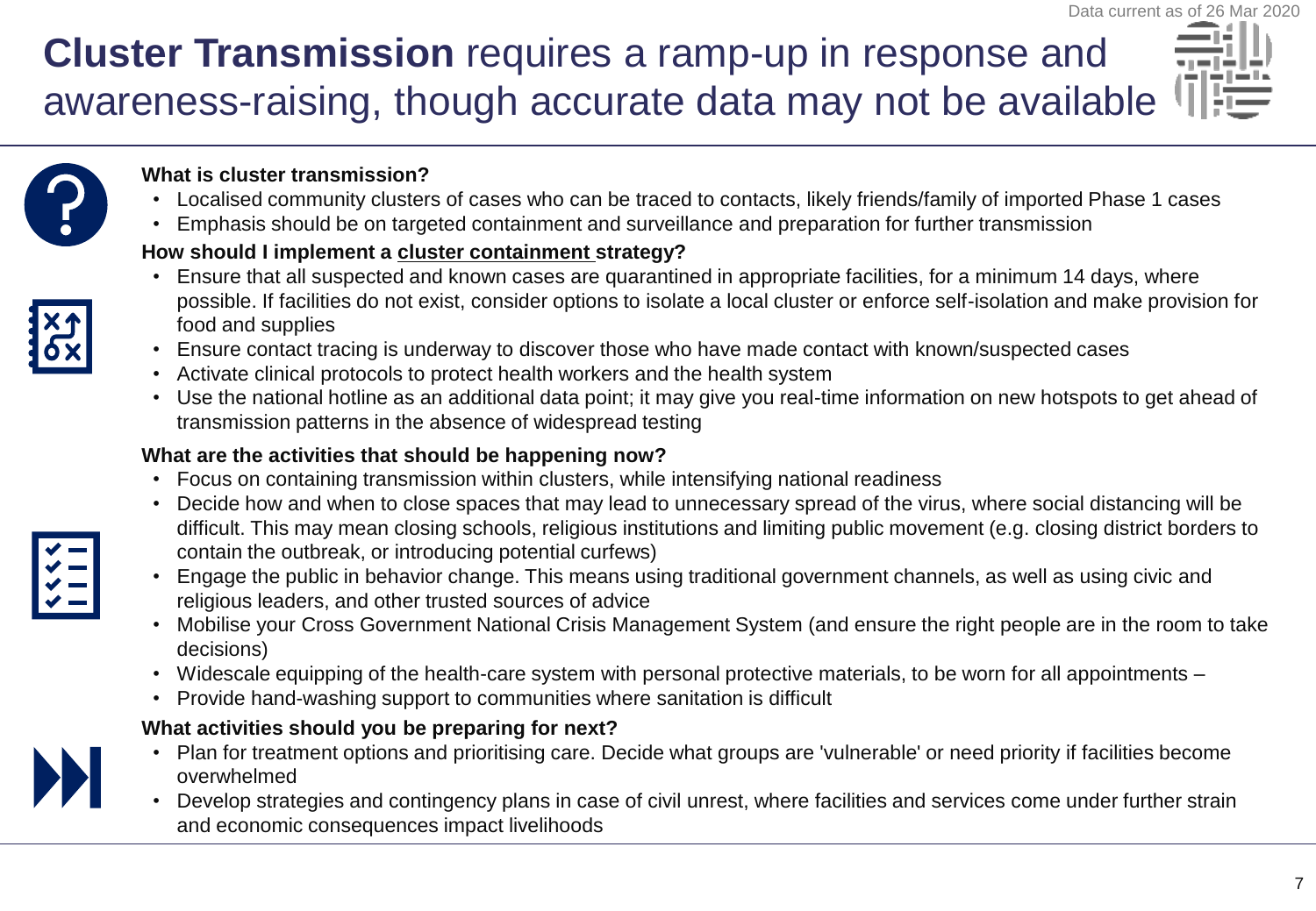Data current as of 26 Mar 2020

# **Cluster Transmission** requires a ramp-up in response and awareness-raising, though accurate data may not be available

**What is cluster transmission?**

- Localised community clusters of cases who can be traced to contacts, likely friends/family of imported Phase 1 cases
- Emphasis should be on targeted containment and surveillance and preparation for further transmission

**How should I implement a cluster containment strategy?**

- Ensure that all suspected and known cases are quarantined in appropriate facilities, for a minimum 14 days, where possible. If facilities do not exist, consider options to isolate a local cluster or enforce self-isolation and make provision for food and supplies
- Ensure contact tracing is underway to discover those who have made contact with known/suspected cases
- Activate clinical protocols to protect health workers and the health system
- Use the national hotline as an additional data point; it may give you real-time information on new hotspots to get ahead of transmission patterns in the absence of widespread testing

**What are the activities that should be happening now?**

- Focus on containing transmission within clusters, while intensifying national readiness
- Decide how and when to close spaces that may lead to unnecessary spread of the virus, where social distancing will be difficult. This may mean closing schools, religious institutions and limiting public movement (e.g. closing district borders to contain the outbreak, or introducing potential curfews)
- Engage the public in behavior change. This means using traditional government channels, as well as using civic and religious leaders, and other trusted sources of advice
- Mobilise your Cross Government National Crisis Management System (and ensure the right people are in the room to take decisions)
- Widescale equipping of the health-care system with personal protective materials, to be worn for all appointments –
- Provide hand-washing support to communities where sanitation is difficult

**What activities should you be preparing for next?**

- Plan for treatment options and prioritising care. Decide what groups are 'vulnerable' or need priority if facilities become overwhelmed
- Develop strategies and contingency plans in case of civil unrest, where facilities and services come under further strain and economic consequences impact livelihoods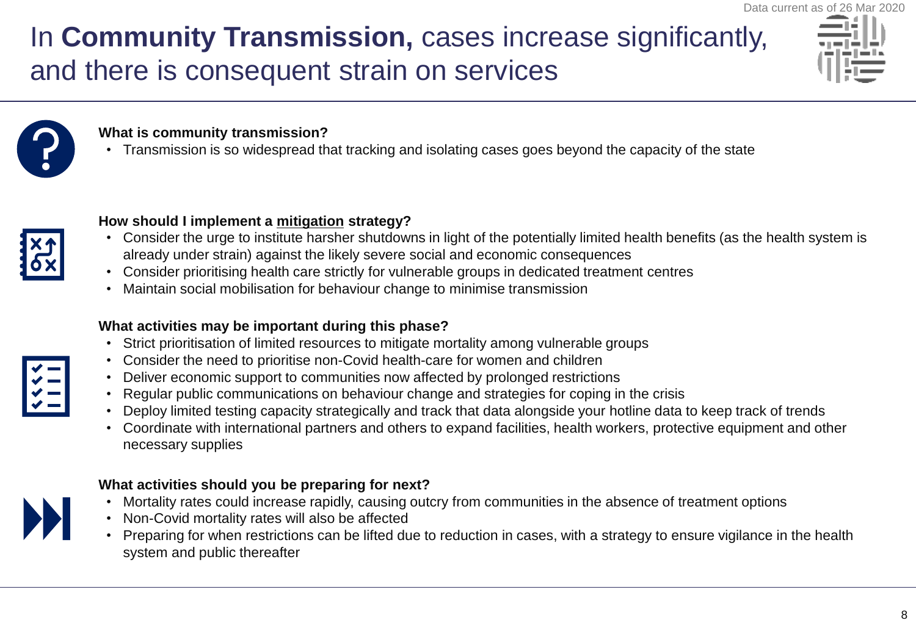Data current as of 26 Mar 2020

# In **Community Transmission,** cases increase significantly, and there is consequent strain on services

**What is community transmission?**

- Transmission is so widespread that tracking and isolating cases goes beyond the capacity of the state

**How should I implement a <u>mitigation</u> strategy?**

- Consider the urge to institute harsher shutdowns in light of the potentially limited health benefits (as the health system is already under strain) against the likely severe social and economic consequences
- Consider prioritising health care strictly for vulnerable groups in dedicated treatment centres
- Maintain social mobilisation for behaviour change to minimise transmission

**What activities may be important during this phase?**

- Strict prioritisation of limited resources to mitigate mortality among vulnerable groups
- Consider the need to prioritise non-Covid health-care for women and children
- Deliver economic support to communities now affected by prolonged restrictions
- Regular public communications on behaviour change and strategies for coping in the crisis
- Deploy limited testing capacity strategically and track that data alongside your hotline data to keep track of trends
- Coordinate with international partners and others to expand facilities, health workers, protective equipment and other necessary supplies

**What activities should you be preparing for next?**

- Mortality rates could increase rapidly, causing outcry from communities in the absence of treatment options
- Non-Covid mortality rates will also be affected
- Preparing for when restrictions can be lifted due to reduction in cases, with a strategy to ensure vigilance in the health system and public thereafter